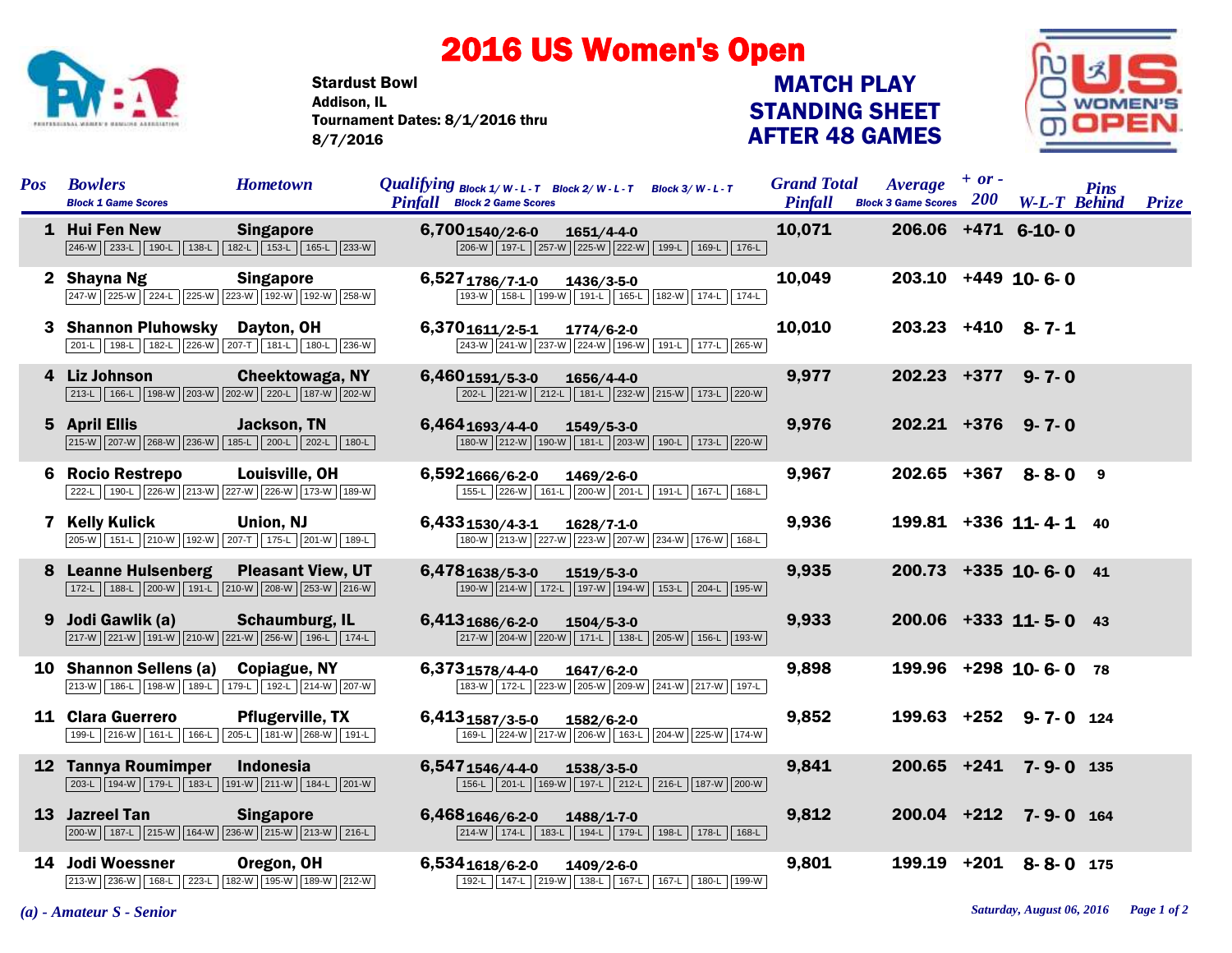# 2016 US Women's Open

Stardust Bowl
Addison, IL
Tournament Dates: 8/1/2016 thru 8/7/2016

## MATCH PLAY STANDING SHEET AFTER 48 GAMES

| Pos | Bowlers | Hometown | Qualifying Pinfall | Block 1/ W-L-T | Block 2/ W-L-T | Block 3/ W-L-T | Grand Total Pinfall | Average | + or - 200 | W-L-T | Pins Behind | Prize |
|---|---|---|---|---|---|---|---|---|---|---|---|---|
| | Block 1 Game Scores | | Block 2 Game Scores | | | | | Block 3 Game Scores | | | | |
| 1 | Hui Fen New | Singapore | 6,700 | 1540/2-6-0 | 1651/4-4-0 | | 10,071 | 206.06 | +471 | 6-10-0 | | |
| | 246-W, 233-L, 190-L, 138-L, 182-L, 153-L, 165-L, 233-W | | 206-W, 197-L, 257-W, 225-W, 222-W, 199-L, 169-L, 176-L | | | | | | | | | |
| 2 | Shayna Ng | Singapore | 6,527 | 1786/7-1-0 | 1436/3-5-0 | | 10,049 | 203.10 | +449 | 10-6-0 | | |
| | 247-W, 225-W, 224-L, 225-W, 223-W, 192-W, 192-W, 258-W | | 193-W, 158-L, 199-W, 191-L, 165-L, 182-W, 174-L, 174-L | | | | | | | | | |
| 3 | Shannon Pluhowsky | Dayton, OH | 6,370 | 1611/2-5-1 | 1774/6-2-0 | | 10,010 | 203.23 | +410 | 8-7-1 | | |
| | 201-L, 198-L, 182-L, 226-W, 207-T, 181-L, 180-L, 236-W | | 243-W, 241-W, 237-W, 224-W, 196-W, 191-L, 177-L, 265-W | | | | | | | | | |
| 4 | Liz Johnson | Cheektowaga, NY | 6,460 | 1591/5-3-0 | 1656/4-4-0 | | 9,977 | 202.23 | +377 | 9-7-0 | | |
| | 213-L, 166-L, 198-W, 203-W, 202-W, 220-L, 187-W, 202-W | | 202-L, 221-W, 212-L, 181-L, 232-W, 215-W, 173-L, 220-W | | | | | | | | | |
| 5 | April Ellis | Jackson, TN | 6,464 | 1693/4-4-0 | 1549/5-3-0 | | 9,976 | 202.21 | +376 | 9-7-0 | | |
| | 215-W, 207-W, 268-W, 236-W, 185-L, 200-L, 202-L, 180-L | | 180-W, 212-W, 190-W, 181-L, 203-W, 190-L, 173-L, 220-W | | | | | | | | | |
| 6 | Rocio Restrepo | Louisville, OH | 6,592 | 1666/6-2-0 | 1469/2-6-0 | | 9,967 | 202.65 | +367 | 8-8-0 | 9 | |
| | 222-L, 190-L, 226-W, 213-W, 227-W, 226-W, 173-W, 189-W | | 155-L, 226-W, 161-L, 200-W, 201-L, 191-L, 167-L, 168-L | | | | | | | | | |
| 7 | Kelly Kulick | Union, NJ | 6,433 | 1530/4-3-1 | 1628/7-1-0 | | 9,936 | 199.81 | +336 | 11-4-1 | 40 | |
| | 205-W, 151-L, 210-W, 192-W, 207-T, 175-L, 201-W, 189-L | | 180-W, 213-W, 227-W, 223-W, 207-W, 234-W, 176-W, 168-L | | | | | | | | | |
| 8 | Leanne Hulsenberg | Pleasant View, UT | 6,478 | 1638/5-3-0 | 1519/5-3-0 | | 9,935 | 200.73 | +335 | 10-6-0 | 41 | |
| | 172-L, 188-L, 200-W, 191-L, 210-W, 208-W, 253-W, 216-W | | 190-W, 214-W, 172-L, 197-W, 194-W, 153-L, 204-L, 195-W | | | | | | | | | |
| 9 | Jodi Gawlik (a) | Schaumburg, IL | 6,413 | 1686/6-2-0 | 1504/5-3-0 | | 9,933 | 200.06 | +333 | 11-5-0 | 43 | |
| | 217-W, 221-W, 191-W, 210-W, 221-W, 256-W, 196-L, 174-L | | 217-W, 204-W, 220-W, 171-L, 138-L, 205-W, 156-L, 193-W | | | | | | | | | |
| 10 | Shannon Sellens (a) | Copiague, NY | 6,373 | 1578/4-4-0 | 1647/6-2-0 | | 9,898 | 199.96 | +298 | 10-6-0 | 78 | |
| | 213-W, 186-L, 198-W, 189-L, 179-L, 192-L, 214-W, 207-W | | 183-W, 172-L, 223-W, 205-W, 209-W, 241-W, 217-W, 197-L | | | | | | | | | |
| 11 | Clara Guerrero | Pflugerville, TX | 6,413 | 1587/3-5-0 | 1582/6-2-0 | | 9,852 | 199.63 | +252 | 9-7-0 | 124 | |
| | 199-L, 216-W, 161-L, 166-L, 205-L, 181-W, 268-W, 191-L | | 169-L, 224-W, 217-W, 206-W, 163-L, 204-W, 225-W, 174-W | | | | | | | | | |
| 12 | Tannya Roumimper | Indonesia | 6,547 | 1546/4-4-0 | 1538/3-5-0 | | 9,841 | 200.65 | +241 | 7-9-0 | 135 | |
| | 203-L, 194-W, 179-L, 183-L, 191-W, 211-W, 184-L, 201-W | | 156-L, 201-L, 169-W, 197-L, 212-L, 216-L, 187-W, 200-W | | | | | | | | | |
| 13 | Jazreel Tan | Singapore | 6,468 | 1646/6-2-0 | 1488/1-7-0 | | 9,812 | 200.04 | +212 | 7-9-0 | 164 | |
| | 200-W, 187-L, 215-W, 164-W, 236-W, 215-W, 213-W, 216-L | | 214-W, 174-L, 183-L, 194-L, 179-L, 198-L, 178-L, 168-L | | | | | | | | | |
| 14 | Jodi Woessner | Oregon, OH | 6,534 | 1618/6-2-0 | 1409/2-6-0 | | 9,801 | 199.19 | +201 | 8-8-0 | 175 | |
| | 213-W, 236-W, 168-L, 223-L, 182-W, 195-W, 189-W, 212-W | | 192-L, 147-L, 219-W, 138-L, 167-L, 167-L, 180-L, 199-W | | | | | | | | | |

*(a) - Amateur S - Senior*

*Saturday, August 06, 2016*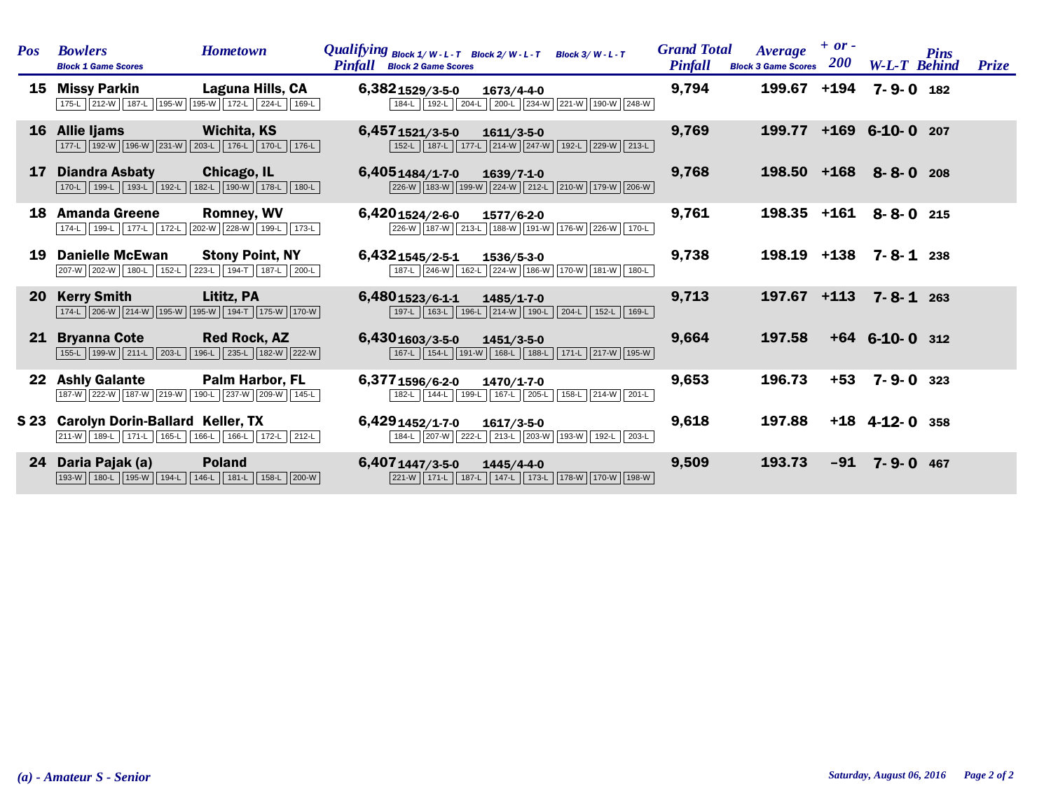| Pos | Bowlers / Block 1 Game Scores | Hometown | Qualifying Pinfall | Block 1/ W-L-T | Block 2/ W-L-T | Block 3/ W-L-T | Block 2 Game Scores | Grand Total Pinfall | Average | + or - 200 | W-L-T | Pins Behind | Prize |
|---|---|---|---|---|---|---|---|---|---|---|---|---|---|
| 15 | Missy Parkin<br>175-L 212-W 187-L 195-W 195-W 172-L 224-L 169-L | Laguna Hills, CA | 6,382 | 1529/3-5-0 | 1673/4-4-0 | | 184-L 192-L 204-L 200-L 234-W 221-W 190-W 248-W | 9,794 | 199.67 | +194 | 7- 9- 0 | 182 | |
| 16 | Allie Ijams<br>177-L 192-W 196-W 231-W 203-L 176-L 170-L 176-L | Wichita, KS | 6,457 | 1521/3-5-0 | 1611/3-5-0 | | 152-L 187-L 177-L 214-W 247-W 192-L 229-W 213-L | 9,769 | 199.77 | +169 | 6-10- 0 | 207 | |
| 17 | Diandra Asbaty<br>170-L 199-L 193-L 192-L 182-L 190-W 178-L 180-L | Chicago, IL | 6,405 | 1484/1-7-0 | 1639/7-1-0 | | 226-W 183-W 199-W 224-W 212-L 210-W 179-W 206-W | 9,768 | 198.50 | +168 | 8- 8- 0 | 208 | |
| 18 | Amanda Greene<br>174-L 199-L 177-L 172-L 202-W 228-W 199-L 173-L | Romney, WV | 6,420 | 1524/2-6-0 | 1577/6-2-0 | | 226-W 187-W 213-L 188-W 191-W 176-W 226-W 170-L | 9,761 | 198.35 | +161 | 8- 8- 0 | 215 | |
| 19 | Danielle McEwan<br>207-W 202-W 180-L 152-L 223-L 194-T 187-L 200-L | Stony Point, NY | 6,432 | 1545/2-5-1 | 1536/5-3-0 | | 187-L 246-W 162-L 224-W 186-W 170-W 181-W 180-L | 9,738 | 198.19 | +138 | 7- 8- 1 | 238 | |
| 20 | Kerry Smith<br>174-L 206-W 214-W 195-W 195-W 194-T 175-W 170-W | Lititz, PA | 6,480 | 1523/6-1-1 | 1485/1-7-0 | | 197-L 163-L 196-L 214-W 190-L 204-L 152-L 169-L | 9,713 | 197.67 | +113 | 7- 8- 1 | 263 | |
| 21 | Bryanna Cote<br>155-L 199-W 211-L 203-L 196-L 235-L 182-W 222-W | Red Rock, AZ | 6,430 | 1603/3-5-0 | 1451/3-5-0 | | 167-L 154-L 191-W 168-L 188-L 171-L 217-W 195-W | 9,664 | 197.58 | +64 | 6-10- 0 | 312 | |
| 22 | Ashly Galante<br>187-W 222-W 187-W 219-W 190-L 237-W 209-W 145-L | Palm Harbor, FL | 6,377 | 1596/6-2-0 | 1470/1-7-0 | | 182-L 144-L 199-L 167-L 205-L 158-L 214-W 201-L | 9,653 | 196.73 | +53 | 7- 9- 0 | 323 | |
| S 23 | Carolyn Dorin-Ballard<br>211-W 189-L 171-L 165-L 166-L 166-L 172-L 212-L | Keller, TX | 6,429 | 1452/1-7-0 | 1617/3-5-0 | | 184-L 207-W 222-L 213-L 203-W 193-W 192-L 203-L | 9,618 | 197.88 | +18 | 4-12- 0 | 358 | |
| 24 | Daria Pajak (a)<br>193-W 180-L 195-W 194-L 146-L 181-L 158-L 200-W | Poland | 6,407 | 1447/3-5-0 | 1445/4-4-0 | | 221-W 171-L 187-L 147-L 173-L 178-W 170-W 198-W | 9,509 | 193.73 | -91 | 7- 9- 0 | 467 | |

*(a) - Amateur S - Senior*

*Saturday, August 06, 2016*